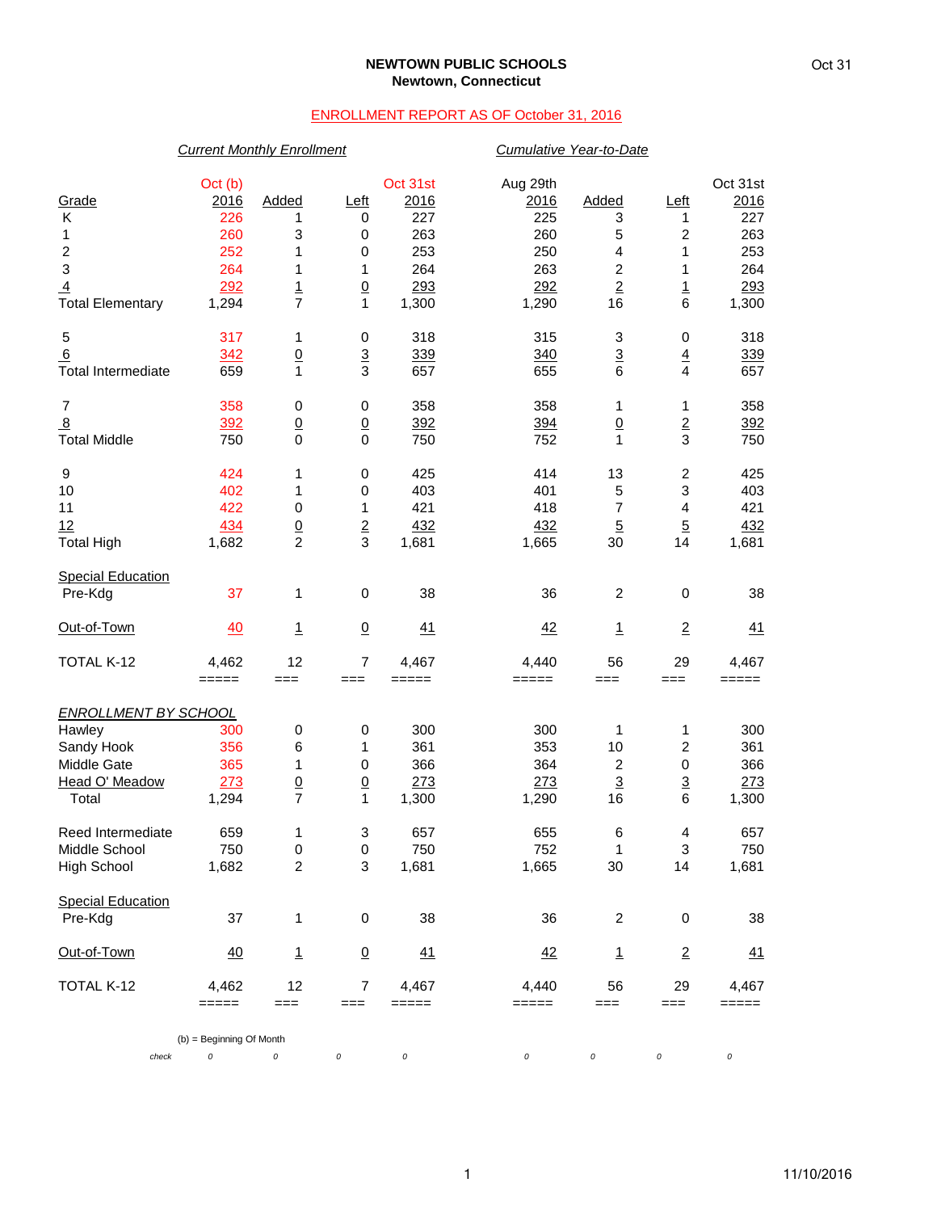**NEWTOWN PUBLIC SCHOOLS**
**Newtown, Connecticut**

Oct 31

ENROLLMENT REPORT AS OF October 31, 2016

| | *Current Monthly Enrollment* | | | | *Cumulative Year-to-Date* | | | |
|---|---|---|---|---|---|---|---|---|
| Grade | Oct (b) 2016 | Added | Left | Oct 31st 2016 | Aug 29th 2016 | Added | Left | Oct 31st 2016 |
| K | 226 | 1 | 0 | 227 | 225 | 3 | 1 | 227 |
| 1 | 260 | 3 | 0 | 263 | 260 | 5 | 2 | 263 |
| 2 | 252 | 1 | 0 | 253 | 250 | 4 | 1 | 253 |
| 3 | 264 | 1 | 1 | 264 | 263 | 2 | 1 | 264 |
| 4 | 292 | 1 | 0 | 293 | 292 | 2 | 1 | 293 |
| Total Elementary | 1,294 | 7 | 1 | 1,300 | 1,290 | 16 | 6 | 1,300 |
| 5 | 317 | 1 | 0 | 318 | 315 | 3 | 0 | 318 |
| 6 | 342 | 0 | 3 | 339 | 340 | 3 | 4 | 339 |
| Total Intermediate | 659 | 1 | 3 | 657 | 655 | 6 | 4 | 657 |
| 7 | 358 | 0 | 0 | 358 | 358 | 1 | 1 | 358 |
| 8 | 392 | 0 | 0 | 392 | 394 | 0 | 2 | 392 |
| Total Middle | 750 | 0 | 0 | 750 | 752 | 1 | 3 | 750 |
| 9 | 424 | 1 | 0 | 425 | 414 | 13 | 2 | 425 |
| 10 | 402 | 1 | 0 | 403 | 401 | 5 | 3 | 403 |
| 11 | 422 | 0 | 1 | 421 | 418 | 7 | 4 | 421 |
| 12 | 434 | 0 | 2 | 432 | 432 | 5 | 5 | 432 |
| Total High | 1,682 | 2 | 3 | 1,681 | 1,665 | 30 | 14 | 1,681 |
| Special Education | | | | | | | | |
| Pre-Kdg | 37 | 1 | 0 | 38 | 36 | 2 | 0 | 38 |
| Out-of-Town | 40 | 1 | 0 | 41 | 42 | 1 | 2 | 41 |
| TOTAL K-12 | 4,462 | 12 | 7 | 4,467 | 4,440 | 56 | 29 | 4,467 |

| *ENROLLMENT BY SCHOOL* | Oct (b) 2016 | Added | Left | Oct 31st 2016 | Aug 29th 2016 | Added | Left | Oct 31st 2016 |
|---|---|---|---|---|---|---|---|---|
| Hawley | 300 | 0 | 0 | 300 | 300 | 1 | 1 | 300 |
| Sandy Hook | 356 | 6 | 1 | 361 | 353 | 10 | 2 | 361 |
| Middle Gate | 365 | 1 | 0 | 366 | 364 | 2 | 0 | 366 |
| Head O' Meadow | 273 | 0 | 0 | 273 | 273 | 3 | 3 | 273 |
| Total | 1,294 | 7 | 1 | 1,300 | 1,290 | 16 | 6 | 1,300 |
| Reed Intermediate | 659 | 1 | 3 | 657 | 655 | 6 | 4 | 657 |
| Middle School | 750 | 0 | 0 | 750 | 752 | 1 | 3 | 750 |
| High School | 1,682 | 2 | 3 | 1,681 | 1,665 | 30 | 14 | 1,681 |
| Special Education | | | | | | | | |
| Pre-Kdg | 37 | 1 | 0 | 38 | 36 | 2 | 0 | 38 |
| Out-of-Town | 40 | 1 | 0 | 41 | 42 | 1 | 2 | 41 |
| TOTAL K-12 | 4,462 | 12 | 7 | 4,467 | 4,440 | 56 | 29 | 4,467 |
| *check* | 0 | 0 | 0 | 0 | 0 | 0 | 0 | 0 |

(b) = Beginning Of Month

11/10/2016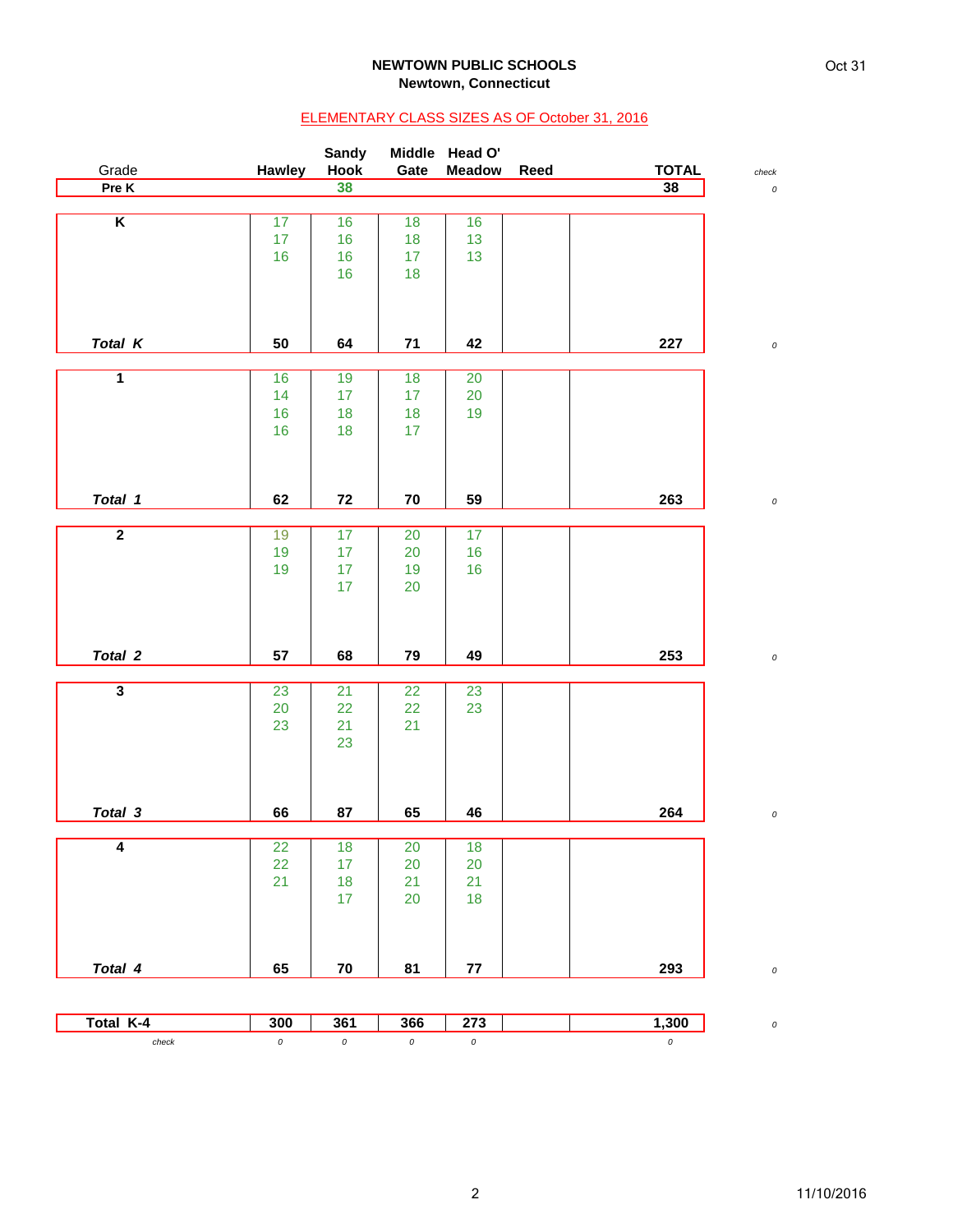**NEWTOWN PUBLIC SCHOOLS**
**Newtown, Connecticut**

Oct 31

ELEMENTARY CLASS SIZES AS OF October 31, 2016

| Grade | Hawley | Sandy Hook | Middle Gate | Head O' Meadow | Reed | TOTAL | check |
|---|---|---|---|---|---|---|---|
| **Pre K** | | **38** | | | | **38** | *0* |
| **K** | 17 | 16 | 18 | 16 | | | |
| | 17 | 16 | 18 | 13 | | | |
| | 16 | 16 | 17 | 13 | | | |
| | | 16 | 18 | | | | |
| ***Total K*** | **50** | **64** | **71** | **42** | | **227** | *0* |
| **1** | 16 | 19 | 18 | 20 | | | |
| | 14 | 17 | 17 | 20 | | | |
| | 16 | 18 | 18 | 19 | | | |
| | 16 | 18 | 17 | | | | |
| ***Total 1*** | **62** | **72** | **70** | **59** | | **263** | *0* |
| **2** | 19 | 17 | 20 | 17 | | | |
| | 19 | 17 | 20 | 16 | | | |
| | 19 | 17 | 19 | 16 | | | |
| | | 17 | 20 | | | | |
| ***Total 2*** | **57** | **68** | **79** | **49** | | **253** | *0* |
| **3** | 23 | 21 | 22 | 23 | | | |
| | 20 | 22 | 22 | 23 | | | |
| | 23 | 21 | 21 | | | | |
| | | 23 | | | | | |
| ***Total 3*** | **66** | **87** | **65** | **46** | | **264** | *0* |
| **4** | 22 | 18 | 20 | 18 | | | |
| | 22 | 17 | 20 | 20 | | | |
| | 21 | 18 | 21 | 21 | | | |
| | | 17 | 20 | 18 | | | |
| ***Total 4*** | **65** | **70** | **81** | **77** | | **293** | *0* |
| **Total K-4** | **300** | **361** | **366** | **273** | | **1,300** | *0* |
| *check* | *0* | *0* | *0* | *0* | | *0* | |

11/10/2016